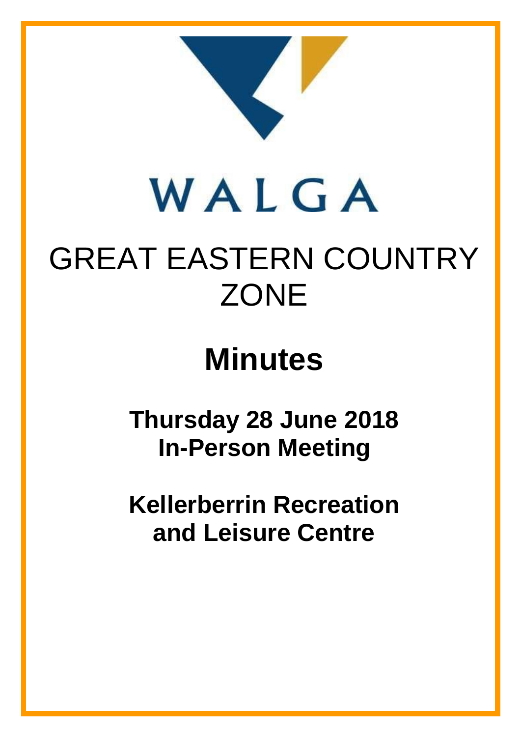WALGA

# GREAT EASTERN COUNTRY ZONE

# Minutes

**Thursday 28 June 2018**
**In-Person Meeting**

**Kellerberrin Recreation and Leisure Centre**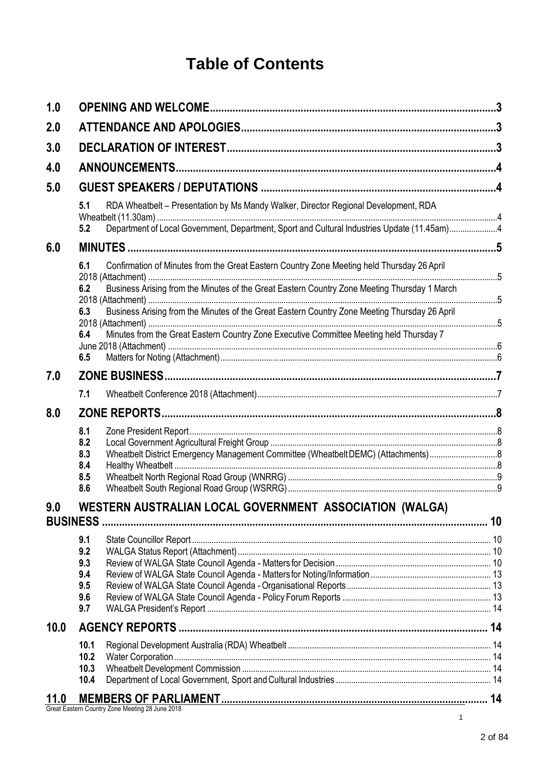# Table of Contents

**1.0 OPENING AND WELCOME** .......... 3

**2.0 ATTENDANCE AND APOLOGIES** .......... 3

**3.0 DECLARATION OF INTEREST** .......... 3

**4.0 ANNOUNCEMENTS** .......... 4

**5.0 GUEST SPEAKERS / DEPUTATIONS** .......... 4

- 5.1 RDA Wheatbelt – Presentation by Ms Mandy Walker, Director Regional Development, RDA Wheatbelt (11.30am) .......... 4
- 5.2 Department of Local Government, Department, Sport and Cultural Industries Update (11.45am) .......... 4

**6.0 MINUTES** .......... 5

- 6.1 Confirmation of Minutes from the Great Eastern Country Zone Meeting held Thursday 26 April 2018 (Attachment) .......... 5
- 6.2 Business Arising from the Minutes of the Great Eastern Country Zone Meeting Thursday 1 March 2018 (Attachment) .......... 5
- 6.3 Business Arising from the Minutes of the Great Eastern Country Zone Meeting Thursday 26 April 2018 (Attachment) .......... 5
- 6.4 Minutes from the Great Eastern Country Zone Executive Committee Meeting held Thursday 7 June 2018 (Attachment) .......... 6
- 6.5 Matters for Noting (Attachment) .......... 6

**7.0 ZONE BUSINESS** .......... 7

- 7.1 Wheatbelt Conference 2018 (Attachment) .......... 7

**8.0 ZONE REPORTS** .......... 8

- 8.1 Zone President Report .......... 8
- 8.2 Local Government Agricultural Freight Group .......... 8
- 8.3 Wheatbelt District Emergency Management Committee (Wheatbelt DEMC) (Attachments) .......... 8
- 8.4 Healthy Wheatbelt .......... 8
- 8.5 Wheatbelt North Regional Road Group (WNRRG) .......... 9
- 8.6 Wheatbelt South Regional Road Group (WSRRG) .......... 9

**9.0 WESTERN AUSTRALIAN LOCAL GOVERNMENT ASSOCIATION (WALGA) BUSINESS** .......... 10

- 9.1 State Councillor Report .......... 10
- 9.2 WALGA Status Report (Attachment) .......... 10
- 9.3 Review of WALGA State Council Agenda - Matters for Decision .......... 10
- 9.4 Review of WALGA State Council Agenda - Matters for Noting/Information .......... 13
- 9.5 Review of WALGA State Council Agenda - Organisational Reports .......... 13
- 9.6 Review of WALGA State Council Agenda - Policy Forum Reports .......... 13
- 9.7 WALGA President's Report .......... 14

**10.0 AGENCY REPORTS** .......... 14

- 10.1 Regional Development Australia (RDA) Wheatbelt .......... 14
- 10.2 Water Corporation .......... 14
- 10.3 Wheatbelt Development Commission .......... 14
- 10.4 Department of Local Government, Sport and Cultural Industries .......... 14

**11.0 MEMBERS OF PARLIAMENT** .......... 14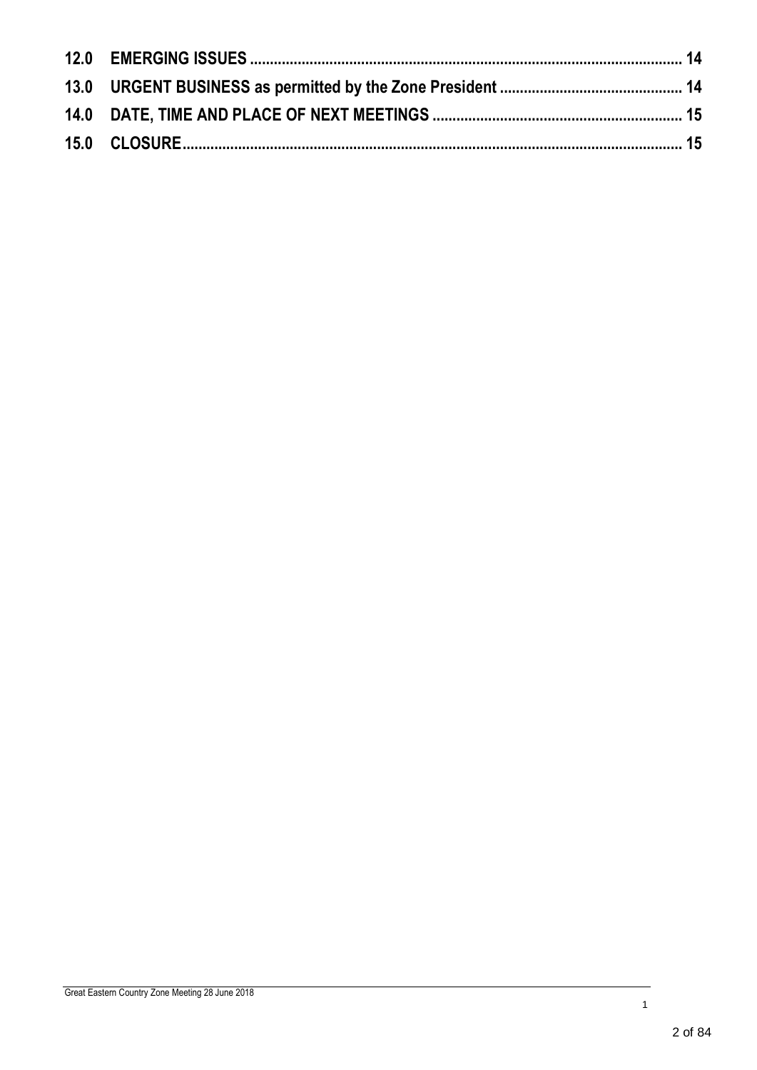| | | |
|---|---|---|
| **12.0** | **EMERGING ISSUES** | **14** |
| **13.0** | **URGENT BUSINESS as permitted by the Zone President** | **14** |
| **14.0** | **DATE, TIME AND PLACE OF NEXT MEETINGS** | **15** |
| **15.0** | **CLOSURE** | **15** |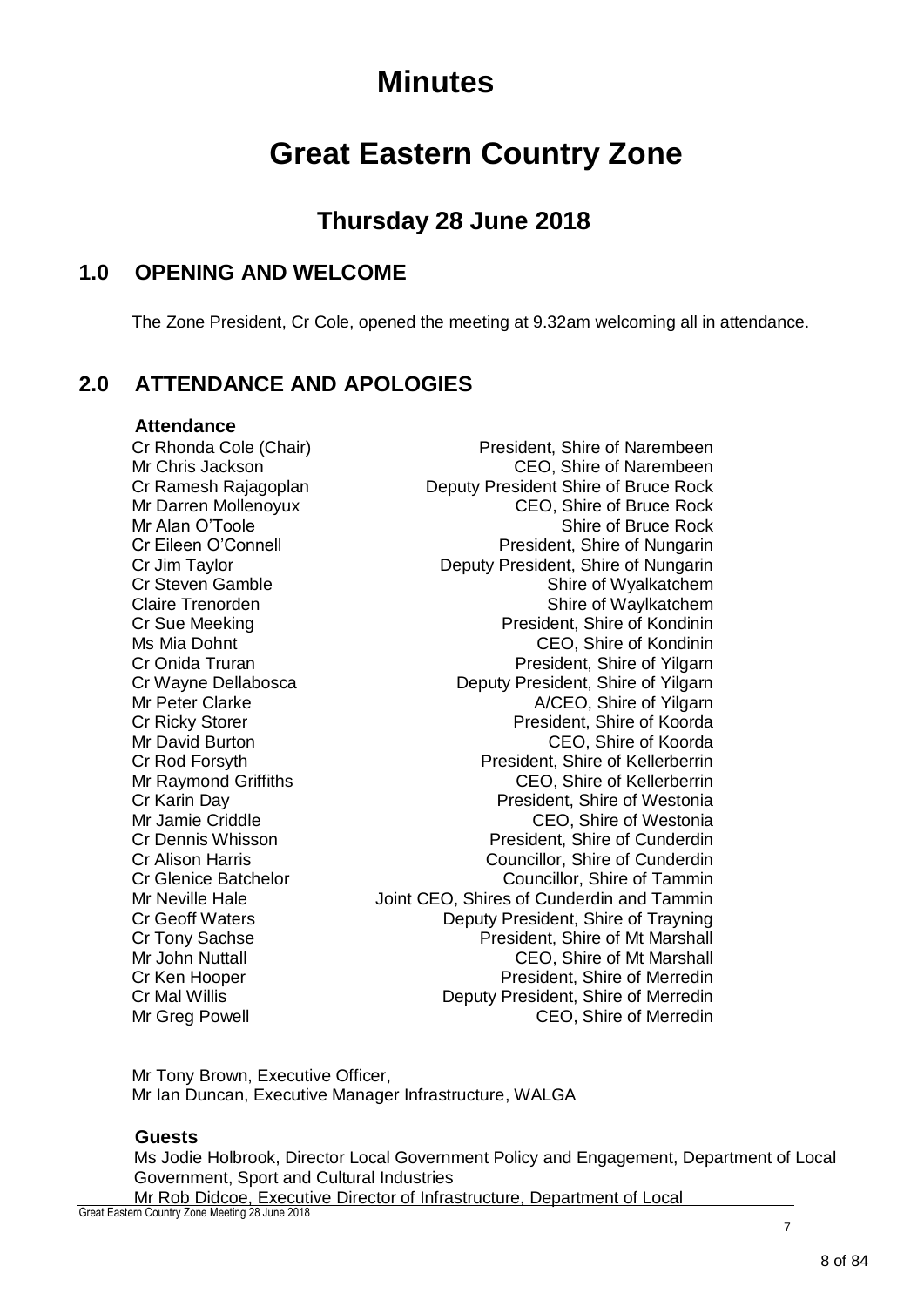# Minutes

# Great Eastern Country Zone

## Thursday 28 June 2018

## 1.0 OPENING AND WELCOME

The Zone President, Cr Cole, opened the meeting at 9.32am welcoming all in attendance.

## 2.0 ATTENDANCE AND APOLOGIES

**Attendance**

| | |
|---|---|
| Cr Rhonda Cole (Chair) | President, Shire of Narembeen |
| Mr Chris Jackson | CEO, Shire of Narembeen |
| Cr Ramesh Rajagoplan | Deputy President Shire of Bruce Rock |
| Mr Darren Mollenoyux | CEO, Shire of Bruce Rock |
| Mr Alan O'Toole | Shire of Bruce Rock |
| Cr Eileen O'Connell | President, Shire of Nungarin |
| Cr Jim Taylor | Deputy President, Shire of Nungarin |
| Cr Steven Gamble | Shire of Wyalkatchem |
| Claire Trenorden | Shire of Waylkatchem |
| Cr Sue Meeking | President, Shire of Kondinin |
| Ms Mia Dohnt | CEO, Shire of Kondinin |
| Cr Onida Truran | President, Shire of Yilgarn |
| Cr Wayne Dellabosca | Deputy President, Shire of Yilgarn |
| Mr Peter Clarke | A/CEO, Shire of Yilgarn |
| Cr Ricky Storer | President, Shire of Koorda |
| Mr David Burton | CEO, Shire of Koorda |
| Cr Rod Forsyth | President, Shire of Kellerberrin |
| Mr Raymond Griffiths | CEO, Shire of Kellerberrin |
| Cr Karin Day | President, Shire of Westonia |
| Mr Jamie Criddle | CEO, Shire of Westonia |
| Cr Dennis Whisson | President, Shire of Cunderdin |
| Cr Alison Harris | Councillor, Shire of Cunderdin |
| Cr Glenice Batchelor | Councillor, Shire of Tammin |
| Mr Neville Hale | Joint CEO, Shires of Cunderdin and Tammin |
| Cr Geoff Waters | Deputy President, Shire of Trayning |
| Cr Tony Sachse | President, Shire of Mt Marshall |
| Mr John Nuttall | CEO, Shire of Mt Marshall |
| Cr Ken Hooper | President, Shire of Merredin |
| Cr Mal Willis | Deputy President, Shire of Merredin |
| Mr Greg Powell | CEO, Shire of Merredin |

Mr Tony Brown, Executive Officer,
Mr Ian Duncan, Executive Manager Infrastructure, WALGA

**Guests**

Ms Jodie Holbrook, Director Local Government Policy and Engagement, Department of Local Government, Sport and Cultural Industries
Mr Rob Didcoe, Executive Director of Infrastructure, Department of Local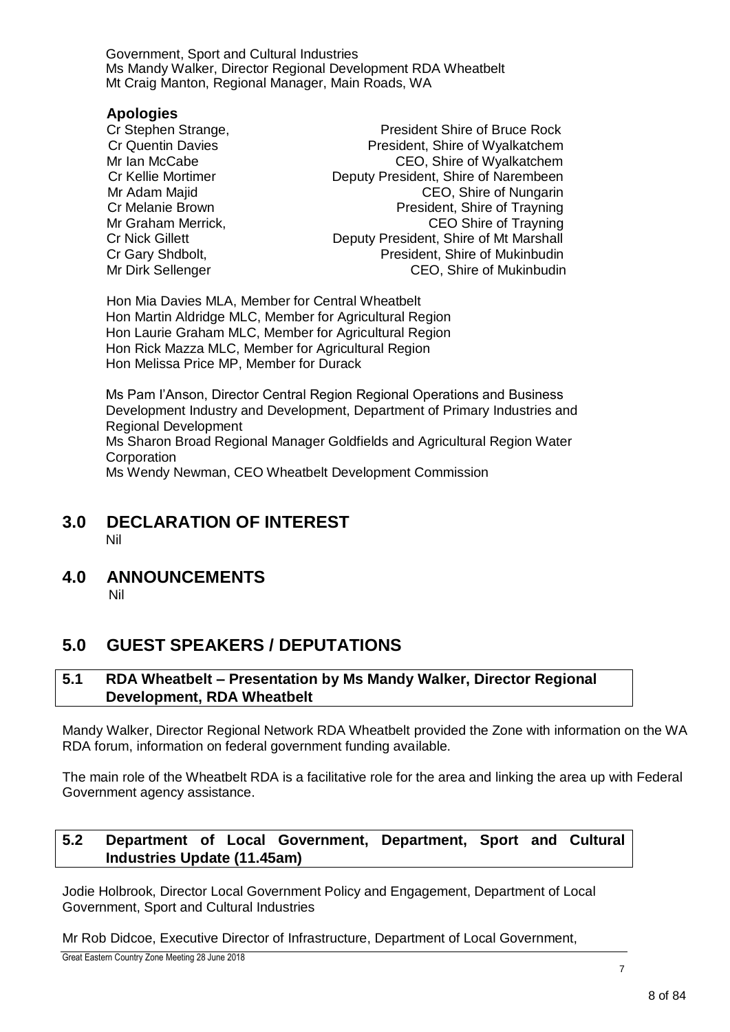Government, Sport and Cultural Industries
Ms Mandy Walker, Director Regional Development RDA Wheatbelt
Mt Craig Manton, Regional Manager, Main Roads, WA

**Apologies**

| | |
|---|---|
| Cr Stephen Strange, | President Shire of Bruce Rock |
| Cr Quentin Davies | President, Shire of Wyalkatchem |
| Mr Ian McCabe | CEO, Shire of Wyalkatchem |
| Cr Kellie Mortimer | Deputy President, Shire of Narembeen |
| Mr Adam Majid | CEO, Shire of Nungarin |
| Cr Melanie Brown | President, Shire of Trayning |
| Mr Graham Merrick, | CEO Shire of Trayning |
| Cr Nick Gillett | Deputy President, Shire of Mt Marshall |
| Cr Gary Shdbolt, | President, Shire of Mukinbudin |
| Mr Dirk Sellenger | CEO, Shire of Mukinbudin |

Hon Mia Davies MLA, Member for Central Wheatbelt
Hon Martin Aldridge MLC, Member for Agricultural Region
Hon Laurie Graham MLC, Member for Agricultural Region
Hon Rick Mazza MLC, Member for Agricultural Region
Hon Melissa Price MP, Member for Durack

Ms Pam I'Anson, Director Central Region Regional Operations and Business Development Industry and Development, Department of Primary Industries and Regional Development
Ms Sharon Broad Regional Manager Goldfields and Agricultural Region Water Corporation
Ms Wendy Newman, CEO Wheatbelt Development Commission

# 3.0 DECLARATION OF INTEREST

Nil

# 4.0 ANNOUNCEMENTS

Nil

# 5.0 GUEST SPEAKERS / DEPUTATIONS

## 5.1 RDA Wheatbelt – Presentation by Ms Mandy Walker, Director Regional Development, RDA Wheatbelt

Mandy Walker, Director Regional Network RDA Wheatbelt provided the Zone with information on the WA RDA forum, information on federal government funding available.

The main role of the Wheatbelt RDA is a facilitative role for the area and linking the area up with Federal Government agency assistance.

## 5.2 Department of Local Government, Department, Sport and Cultural Industries Update (11.45am)

Jodie Holbrook, Director Local Government Policy and Engagement, Department of Local Government, Sport and Cultural Industries

Mr Rob Didcoe, Executive Director of Infrastructure, Department of Local Government,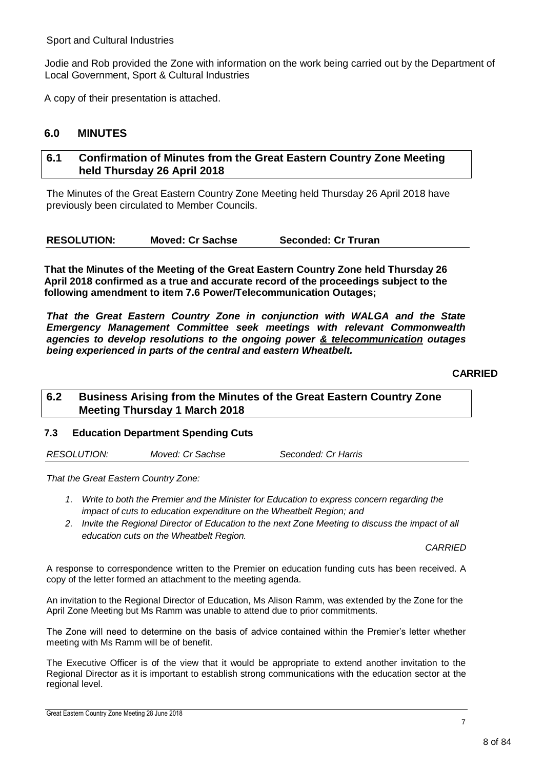Sport and Cultural Industries

Jodie and Rob provided the Zone with information on the work being carried out by the Department of Local Government, Sport & Cultural Industries

A copy of their presentation is attached.

## 6.0 MINUTES

### 6.1 Confirmation of Minutes from the Great Eastern Country Zone Meeting held Thursday 26 April 2018

The Minutes of the Great Eastern Country Zone Meeting held Thursday 26 April 2018 have previously been circulated to Member Councils.

**RESOLUTION: Moved: Cr Sachse Seconded: Cr Truran**

**That the Minutes of the Meeting of the Great Eastern Country Zone held Thursday 26 April 2018 confirmed as a true and accurate record of the proceedings subject to the following amendment to item 7.6 Power/Telecommunication Outages;**

***That the Great Eastern Country Zone in conjunction with WALGA and the State Emergency Management Committee seek meetings with relevant Commonwealth agencies to develop resolutions to the ongoing power <u>& telecommunication</u> outages being experienced in parts of the central and eastern Wheatbelt.***

**CARRIED**

### 6.2 Business Arising from the Minutes of the Great Eastern Country Zone Meeting Thursday 1 March 2018

#### 7.3 Education Department Spending Cuts

*RESOLUTION: Moved: Cr Sachse Seconded: Cr Harris*

*That the Great Eastern Country Zone:*

1. *Write to both the Premier and the Minister for Education to express concern regarding the impact of cuts to education expenditure on the Wheatbelt Region; and*
2. *Invite the Regional Director of Education to the next Zone Meeting to discuss the impact of all education cuts on the Wheatbelt Region.*

*CARRIED*

A response to correspondence written to the Premier on education funding cuts has been received. A copy of the letter formed an attachment to the meeting agenda.

An invitation to the Regional Director of Education, Ms Alison Ramm, was extended by the Zone for the April Zone Meeting but Ms Ramm was unable to attend due to prior commitments.

The Zone will need to determine on the basis of advice contained within the Premier's letter whether meeting with Ms Ramm will be of benefit.

The Executive Officer is of the view that it would be appropriate to extend another invitation to the Regional Director as it is important to establish strong communications with the education sector at the regional level.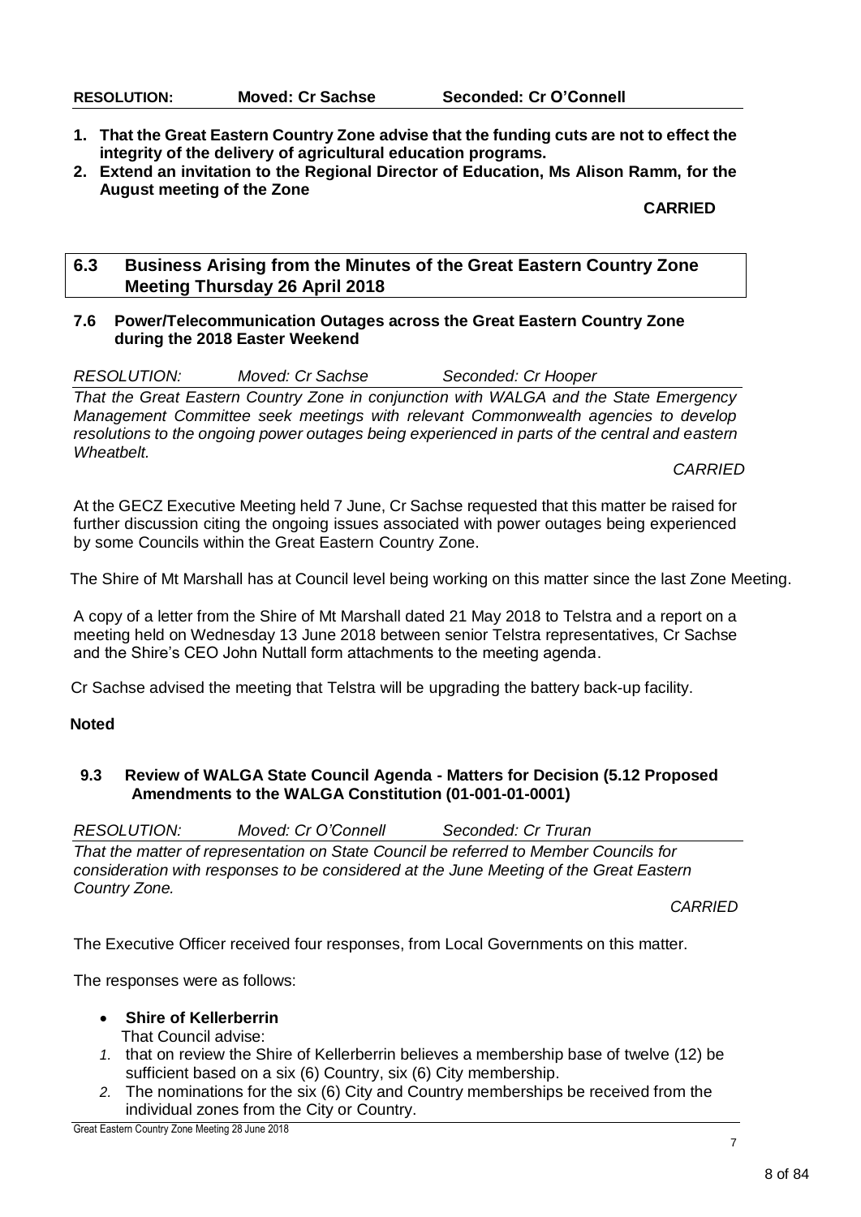**RESOLUTION: Moved: Cr Sachse Seconded: Cr O'Connell**

1. **That the Great Eastern Country Zone advise that the funding cuts are not to effect the integrity of the delivery of agricultural education programs.**
2. **Extend an invitation to the Regional Director of Education, Ms Alison Ramm, for the August meeting of the Zone**

**CARRIED**

## 6.3 Business Arising from the Minutes of the Great Eastern Country Zone Meeting Thursday 26 April 2018

### 7.6 Power/Telecommunication Outages across the Great Eastern Country Zone during the 2018 Easter Weekend

*RESOLUTION: Moved: Cr Sachse Seconded: Cr Hooper*

*That the Great Eastern Country Zone in conjunction with WALGA and the State Emergency Management Committee seek meetings with relevant Commonwealth agencies to develop resolutions to the ongoing power outages being experienced in parts of the central and eastern Wheatbelt.*

*CARRIED*

At the GECZ Executive Meeting held 7 June, Cr Sachse requested that this matter be raised for further discussion citing the ongoing issues associated with power outages being experienced by some Councils within the Great Eastern Country Zone.

The Shire of Mt Marshall has at Council level being working on this matter since the last Zone Meeting.

A copy of a letter from the Shire of Mt Marshall dated 21 May 2018 to Telstra and a report on a meeting held on Wednesday 13 June 2018 between senior Telstra representatives, Cr Sachse and the Shire's CEO John Nuttall form attachments to the meeting agenda.

Cr Sachse advised the meeting that Telstra will be upgrading the battery back-up facility.

**Noted**

### 9.3 Review of WALGA State Council Agenda - Matters for Decision (5.12 Proposed Amendments to the WALGA Constitution (01-001-01-0001)

*RESOLUTION: Moved: Cr O'Connell Seconded: Cr Truran*

*That the matter of representation on State Council be referred to Member Councils for consideration with responses to be considered at the June Meeting of the Great Eastern Country Zone.*

*CARRIED*

The Executive Officer received four responses, from Local Governments on this matter.

The responses were as follows:

- **Shire of Kellerberrin**

  That Council advise:

  1. that on review the Shire of Kellerberrin believes a membership base of twelve (12) be sufficient based on a six (6) Country, six (6) City membership.
  2. The nominations for the six (6) City and Country memberships be received from the individual zones from the City or Country.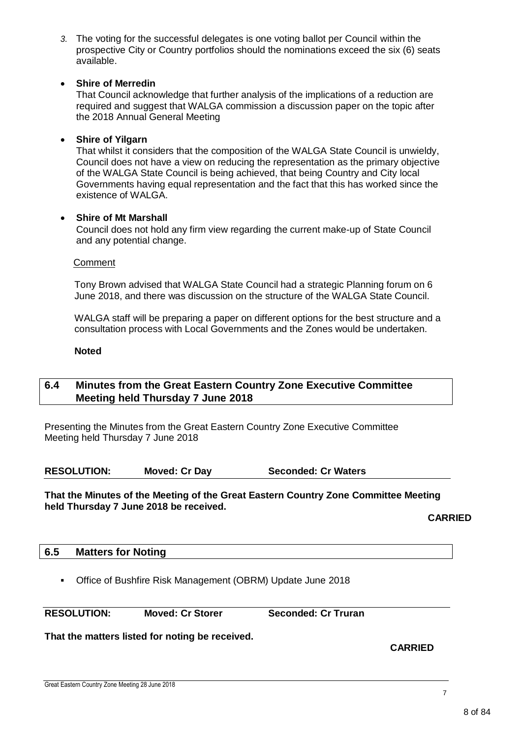3. The voting for the successful delegates is one voting ballot per Council within the prospective City or Country portfolios should the nominations exceed the six (6) seats available.

- **Shire of Merredin**
  That Council acknowledge that further analysis of the implications of a reduction are required and suggest that WALGA commission a discussion paper on the topic after the 2018 Annual General Meeting

- **Shire of Yilgarn**
  That whilst it considers that the composition of the WALGA State Council is unwieldy, Council does not have a view on reducing the representation as the primary objective of the WALGA State Council is being achieved, that being Country and City local Governments having equal representation and the fact that this has worked since the existence of WALGA.

- **Shire of Mt Marshall**
  Council does not hold any firm view regarding the current make-up of State Council and any potential change.

Comment

Tony Brown advised that WALGA State Council had a strategic Planning forum on 6 June 2018, and there was discussion on the structure of the WALGA State Council.

WALGA staff will be preparing a paper on different options for the best structure and a consultation process with Local Governments and the Zones would be undertaken.

**Noted**

## 6.4 Minutes from the Great Eastern Country Zone Executive Committee Meeting held Thursday 7 June 2018

Presenting the Minutes from the Great Eastern Country Zone Executive Committee Meeting held Thursday 7 June 2018

**RESOLUTION:** **Moved: Cr Day** **Seconded: Cr Waters**

**That the Minutes of the Meeting of the Great Eastern Country Zone Committee Meeting held Thursday 7 June 2018 be received.**

**CARRIED**

## 6.5 Matters for Noting

- Office of Bushfire Risk Management (OBRM) Update June 2018

**RESOLUTION:** **Moved: Cr Storer** **Seconded: Cr Truran**

**That the matters listed for noting be received.**

**CARRIED**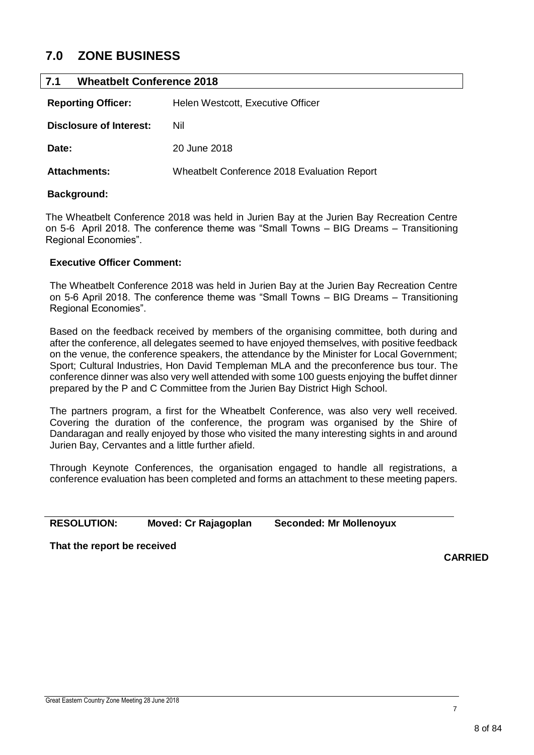# 7.0 ZONE BUSINESS

## 7.1 Wheatbelt Conference 2018

**Reporting Officer:** Helen Westcott, Executive Officer

**Disclosure of Interest:** Nil

**Date:** 20 June 2018

**Attachments:** Wheatbelt Conference 2018 Evaluation Report

**Background:**

The Wheatbelt Conference 2018 was held in Jurien Bay at the Jurien Bay Recreation Centre on 5-6 April 2018. The conference theme was "Small Towns – BIG Dreams – Transitioning Regional Economies".

**Executive Officer Comment:**

The Wheatbelt Conference 2018 was held in Jurien Bay at the Jurien Bay Recreation Centre on 5-6 April 2018. The conference theme was "Small Towns – BIG Dreams – Transitioning Regional Economies".

Based on the feedback received by members of the organising committee, both during and after the conference, all delegates seemed to have enjoyed themselves, with positive feedback on the venue, the conference speakers, the attendance by the Minister for Local Government; Sport; Cultural Industries, Hon David Templeman MLA and the preconference bus tour. The conference dinner was also very well attended with some 100 guests enjoying the buffet dinner prepared by the P and C Committee from the Jurien Bay District High School.

The partners program, a first for the Wheatbelt Conference, was also very well received. Covering the duration of the conference, the program was organised by the Shire of Dandaragan and really enjoyed by those who visited the many interesting sights in and around Jurien Bay, Cervantes and a little further afield.

Through Keynote Conferences, the organisation engaged to handle all registrations, a conference evaluation has been completed and forms an attachment to these meeting papers.

**RESOLUTION:** **Moved: Cr Rajagoplan** **Seconded: Mr Mollenoyux**

**That the report be received**

**CARRIED**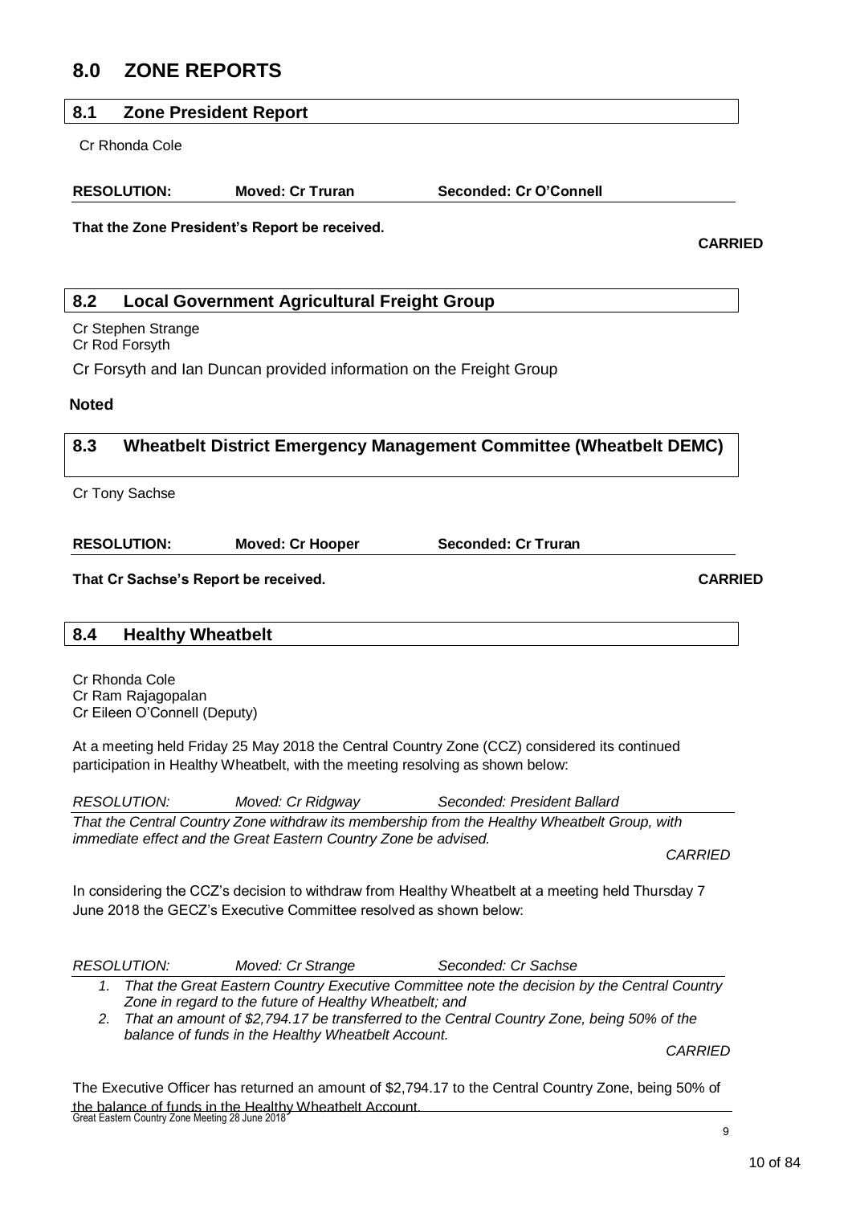# 8.0 ZONE REPORTS

## 8.1 Zone President Report

Cr Rhonda Cole

**RESOLUTION:** **Moved: Cr Truran** **Seconded: Cr O'Connell**

**That the Zone President's Report be received.**

**CARRIED**

## 8.2 Local Government Agricultural Freight Group

Cr Stephen Strange
Cr Rod Forsyth

Cr Forsyth and Ian Duncan provided information on the Freight Group

**Noted**

## 8.3 Wheatbelt District Emergency Management Committee (Wheatbelt DEMC)

Cr Tony Sachse

**RESOLUTION:** **Moved: Cr Hooper** **Seconded: Cr Truran**

**That Cr Sachse's Report be received.** **CARRIED**

## 8.4 Healthy Wheatbelt

Cr Rhonda Cole
Cr Ram Rajagopalan
Cr Eileen O'Connell (Deputy)

At a meeting held Friday 25 May 2018 the Central Country Zone (CCZ) considered its continued participation in Healthy Wheatbelt, with the meeting resolving as shown below:

*RESOLUTION:* *Moved: Cr Ridgway* *Seconded: President Ballard*

*That the Central Country Zone withdraw its membership from the Healthy Wheatbelt Group, with immediate effect and the Great Eastern Country Zone be advised.*

*CARRIED*

In considering the CCZ's decision to withdraw from Healthy Wheatbelt at a meeting held Thursday 7 June 2018 the GECZ's Executive Committee resolved as shown below:

*RESOLUTION:* *Moved: Cr Strange* *Seconded: Cr Sachse*

1. *That the Great Eastern Country Executive Committee note the decision by the Central Country Zone in regard to the future of Healthy Wheatbelt; and*
2. *That an amount of $2,794.17 be transferred to the Central Country Zone, being 50% of the balance of funds in the Healthy Wheatbelt Account.*

*CARRIED*

The Executive Officer has returned an amount of $2,794.17 to the Central Country Zone, being 50% of the balance of funds in the Healthy Wheatbelt Account.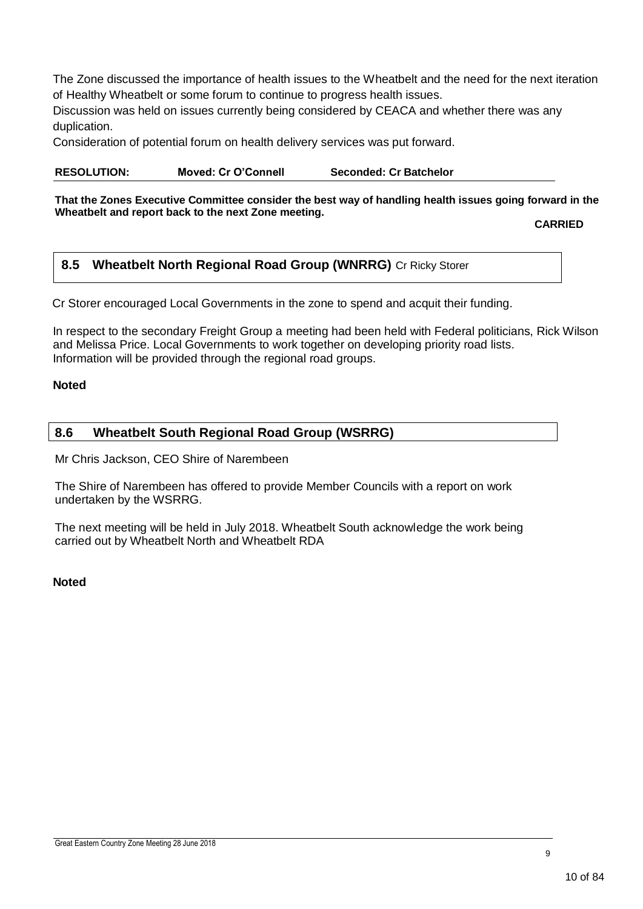The Zone discussed the importance of health issues to the Wheatbelt and the need for the next iteration of Healthy Wheatbelt or some forum to continue to progress health issues.

Discussion was held on issues currently being considered by CEACA and whether there was any duplication.

Consideration of potential forum on health delivery services was put forward.

| RESOLUTION: | Moved: Cr O'Connell | Seconded: Cr Batchelor |
|---|---|---|

**That the Zones Executive Committee consider the best way of handling health issues going forward in the Wheatbelt and report back to the next Zone meeting.**

**CARRIED**

## 8.5 Wheatbelt North Regional Road Group (WNRRG) Cr Ricky Storer

Cr Storer encouraged Local Governments in the zone to spend and acquit their funding.

In respect to the secondary Freight Group a meeting had been held with Federal politicians, Rick Wilson and Melissa Price. Local Governments to work together on developing priority road lists. Information will be provided through the regional road groups.

**Noted**

## 8.6 Wheatbelt South Regional Road Group (WSRRG)

Mr Chris Jackson, CEO Shire of Narembeen

The Shire of Narembeen has offered to provide Member Councils with a report on work undertaken by the WSRRG.

The next meeting will be held in July 2018. Wheatbelt South acknowledge the work being carried out by Wheatbelt North and Wheatbelt RDA

**Noted**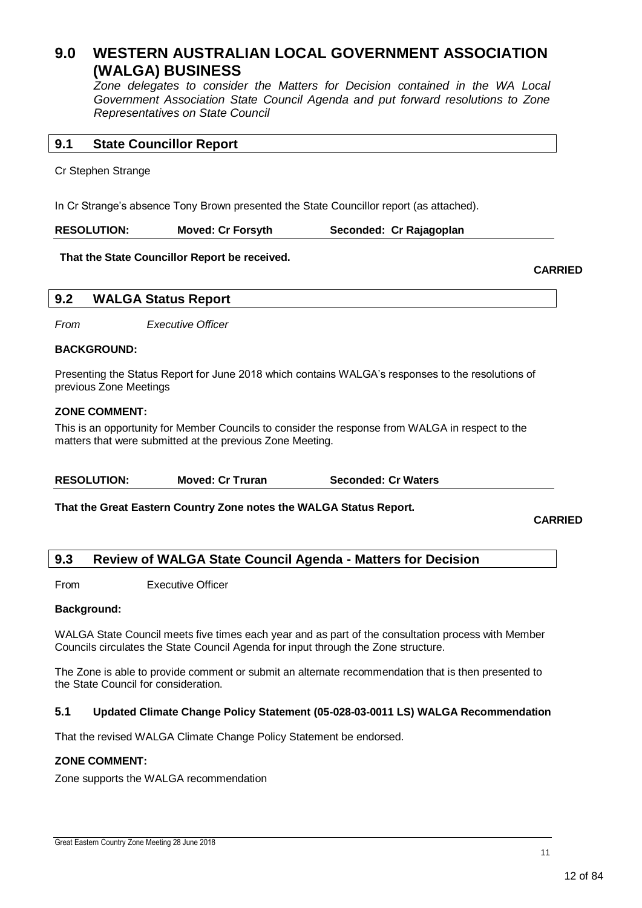# 9.0 WESTERN AUSTRALIAN LOCAL GOVERNMENT ASSOCIATION (WALGA) BUSINESS

*Zone delegates to consider the Matters for Decision contained in the WA Local Government Association State Council Agenda and put forward resolutions to Zone Representatives on State Council*

## 9.1 State Councillor Report

Cr Stephen Strange

In Cr Strange's absence Tony Brown presented the State Councillor report (as attached).

**RESOLUTION:** **Moved: Cr Forsyth** **Seconded: Cr Rajagoplan**

**That the State Councillor Report be received.**

**CARRIED**

## 9.2 WALGA Status Report

*From* *Executive Officer*

**BACKGROUND:**

Presenting the Status Report for June 2018 which contains WALGA's responses to the resolutions of previous Zone Meetings

**ZONE COMMENT:**

This is an opportunity for Member Councils to consider the response from WALGA in respect to the matters that were submitted at the previous Zone Meeting.

**RESOLUTION:** **Moved: Cr Truran** **Seconded: Cr Waters**

**That the Great Eastern Country Zone notes the WALGA Status Report.**

**CARRIED**

## 9.3 Review of WALGA State Council Agenda - Matters for Decision

From Executive Officer

**Background:**

WALGA State Council meets five times each year and as part of the consultation process with Member Councils circulates the State Council Agenda for input through the Zone structure.

The Zone is able to provide comment or submit an alternate recommendation that is then presented to the State Council for consideration.

### 5.1 Updated Climate Change Policy Statement (05-028-03-0011 LS) WALGA Recommendation

That the revised WALGA Climate Change Policy Statement be endorsed.

**ZONE COMMENT:**

Zone supports the WALGA recommendation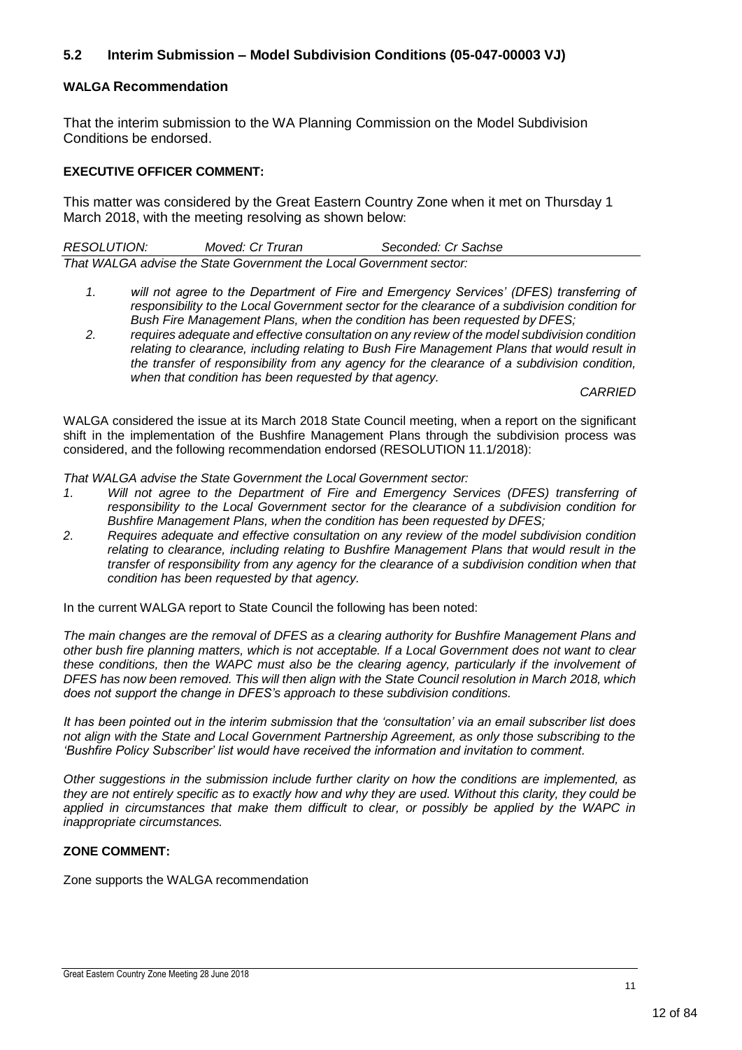### 5.2 Interim Submission – Model Subdivision Conditions (05-047-00003 VJ)

**WALGA Recommendation**

That the interim submission to the WA Planning Commission on the Model Subdivision Conditions be endorsed.

**EXECUTIVE OFFICER COMMENT:**

This matter was considered by the Great Eastern Country Zone when it met on Thursday 1 March 2018, with the meeting resolving as shown below:

*RESOLUTION:* *Moved: Cr Truran* *Seconded: Cr Sachse*

*That WALGA advise the State Government the Local Government sector:*

1. *will not agree to the Department of Fire and Emergency Services' (DFES) transferring of responsibility to the Local Government sector for the clearance of a subdivision condition for Bush Fire Management Plans, when the condition has been requested by DFES;*
2. *requires adequate and effective consultation on any review of the model subdivision condition relating to clearance, including relating to Bush Fire Management Plans that would result in the transfer of responsibility from any agency for the clearance of a subdivision condition, when that condition has been requested by that agency.*

*CARRIED*

WALGA considered the issue at its March 2018 State Council meeting, when a report on the significant shift in the implementation of the Bushfire Management Plans through the subdivision process was considered, and the following recommendation endorsed (RESOLUTION 11.1/2018):

*That WALGA advise the State Government the Local Government sector:*

1. *Will not agree to the Department of Fire and Emergency Services (DFES) transferring of responsibility to the Local Government sector for the clearance of a subdivision condition for Bushfire Management Plans, when the condition has been requested by DFES;*
2. *Requires adequate and effective consultation on any review of the model subdivision condition relating to clearance, including relating to Bushfire Management Plans that would result in the transfer of responsibility from any agency for the clearance of a subdivision condition when that condition has been requested by that agency.*

In the current WALGA report to State Council the following has been noted:

*The main changes are the removal of DFES as a clearing authority for Bushfire Management Plans and other bush fire planning matters, which is not acceptable. If a Local Government does not want to clear these conditions, then the WAPC must also be the clearing agency, particularly if the involvement of DFES has now been removed. This will then align with the State Council resolution in March 2018, which does not support the change in DFES's approach to these subdivision conditions.*

*It has been pointed out in the interim submission that the 'consultation' via an email subscriber list does not align with the State and Local Government Partnership Agreement, as only those subscribing to the 'Bushfire Policy Subscriber' list would have received the information and invitation to comment.*

*Other suggestions in the submission include further clarity on how the conditions are implemented, as they are not entirely specific as to exactly how and why they are used. Without this clarity, they could be applied in circumstances that make them difficult to clear, or possibly be applied by the WAPC in inappropriate circumstances.*

**ZONE COMMENT:**

Zone supports the WALGA recommendation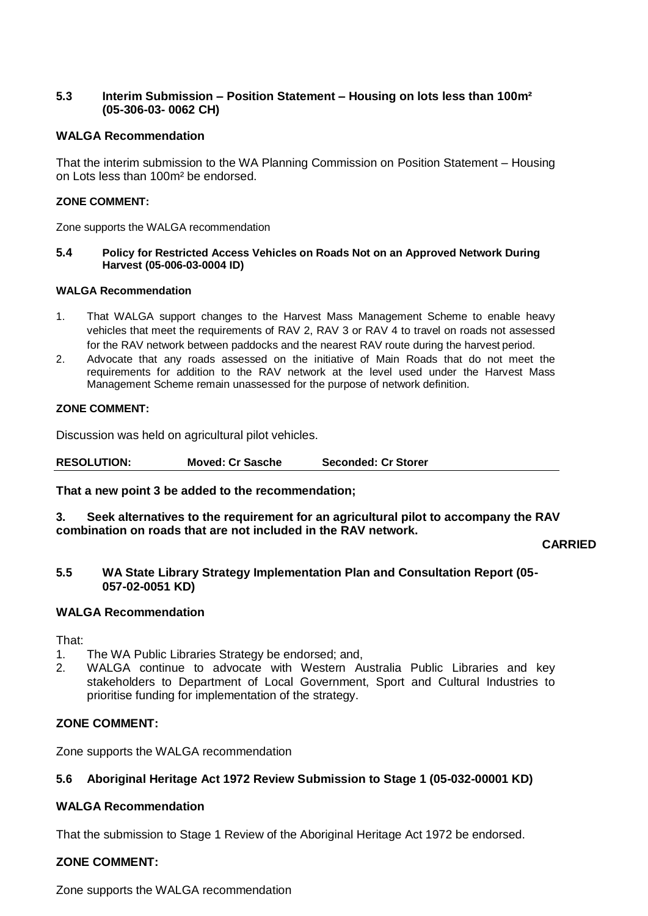### 5.3 Interim Submission – Position Statement – Housing on lots less than 100m² (05-306-03- 0062 CH)

**WALGA Recommendation**

That the interim submission to the WA Planning Commission on Position Statement – Housing on Lots less than 100m² be endorsed.

**ZONE COMMENT:**

Zone supports the WALGA recommendation

### 5.4 Policy for Restricted Access Vehicles on Roads Not on an Approved Network During Harvest (05-006-03-0004 ID)

**WALGA Recommendation**

1. That WALGA support changes to the Harvest Mass Management Scheme to enable heavy vehicles that meet the requirements of RAV 2, RAV 3 or RAV 4 to travel on roads not assessed for the RAV network between paddocks and the nearest RAV route during the harvest period.
2. Advocate that any roads assessed on the initiative of Main Roads that do not meet the requirements for addition to the RAV network at the level used under the Harvest Mass Management Scheme remain unassessed for the purpose of network definition.

**ZONE COMMENT:**

Discussion was held on agricultural pilot vehicles.

**RESOLUTION: Moved: Cr Sasche Seconded: Cr Storer**

**That a new point 3 be added to the recommendation;**

**3. Seek alternatives to the requirement for an agricultural pilot to accompany the RAV combination on roads that are not included in the RAV network.**

**CARRIED**

### 5.5 WA State Library Strategy Implementation Plan and Consultation Report (05-057-02-0051 KD)

**WALGA Recommendation**

That:

1. The WA Public Libraries Strategy be endorsed; and,
2. WALGA continue to advocate with Western Australia Public Libraries and key stakeholders to Department of Local Government, Sport and Cultural Industries to prioritise funding for implementation of the strategy.

**ZONE COMMENT:**

Zone supports the WALGA recommendation

### 5.6 Aboriginal Heritage Act 1972 Review Submission to Stage 1 (05-032-00001 KD)

**WALGA Recommendation**

That the submission to Stage 1 Review of the Aboriginal Heritage Act 1972 be endorsed.

**ZONE COMMENT:**

Zone supports the WALGA recommendation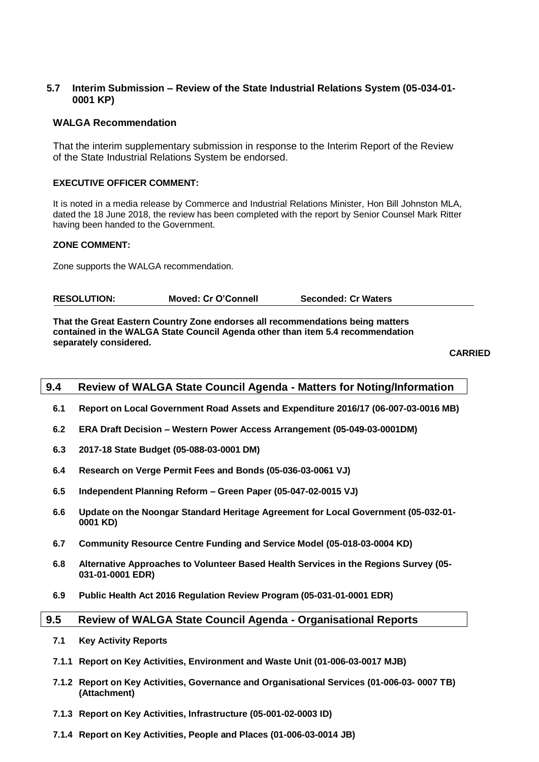### 5.7 Interim Submission – Review of the State Industrial Relations System (05-034-01-0001 KP)

**WALGA Recommendation**

That the interim supplementary submission in response to the Interim Report of the Review of the State Industrial Relations System be endorsed.

**EXECUTIVE OFFICER COMMENT:**

It is noted in a media release by Commerce and Industrial Relations Minister, Hon Bill Johnston MLA, dated the 18 June 2018, the review has been completed with the report by Senior Counsel Mark Ritter having been handed to the Government.

**ZONE COMMENT:**

Zone supports the WALGA recommendation.

**RESOLUTION:** **Moved: Cr O'Connell** **Seconded: Cr Waters**

**That the Great Eastern Country Zone endorses all recommendations being matters contained in the WALGA State Council Agenda other than item 5.4 recommendation separately considered.**

**CARRIED**

## 9.4 Review of WALGA State Council Agenda - Matters for Noting/Information

**6.1 Report on Local Government Road Assets and Expenditure 2016/17 (06-007-03-0016 MB)**

**6.2 ERA Draft Decision – Western Power Access Arrangement (05-049-03-0001DM)**

**6.3 2017-18 State Budget (05-088-03-0001 DM)**

**6.4 Research on Verge Permit Fees and Bonds (05-036-03-0061 VJ)**

**6.5 Independent Planning Reform – Green Paper (05-047-02-0015 VJ)**

**6.6 Update on the Noongar Standard Heritage Agreement for Local Government (05-032-01-0001 KD)**

**6.7 Community Resource Centre Funding and Service Model (05-018-03-0004 KD)**

**6.8 Alternative Approaches to Volunteer Based Health Services in the Regions Survey (05-031-01-0001 EDR)**

**6.9 Public Health Act 2016 Regulation Review Program (05-031-01-0001 EDR)**

## 9.5 Review of WALGA State Council Agenda - Organisational Reports

**7.1 Key Activity Reports**

**7.1.1 Report on Key Activities, Environment and Waste Unit (01-006-03-0017 MJB)**

**7.1.2 Report on Key Activities, Governance and Organisational Services (01-006-03- 0007 TB) (Attachment)**

**7.1.3 Report on Key Activities, Infrastructure (05-001-02-0003 ID)**

**7.1.4 Report on Key Activities, People and Places (01-006-03-0014 JB)**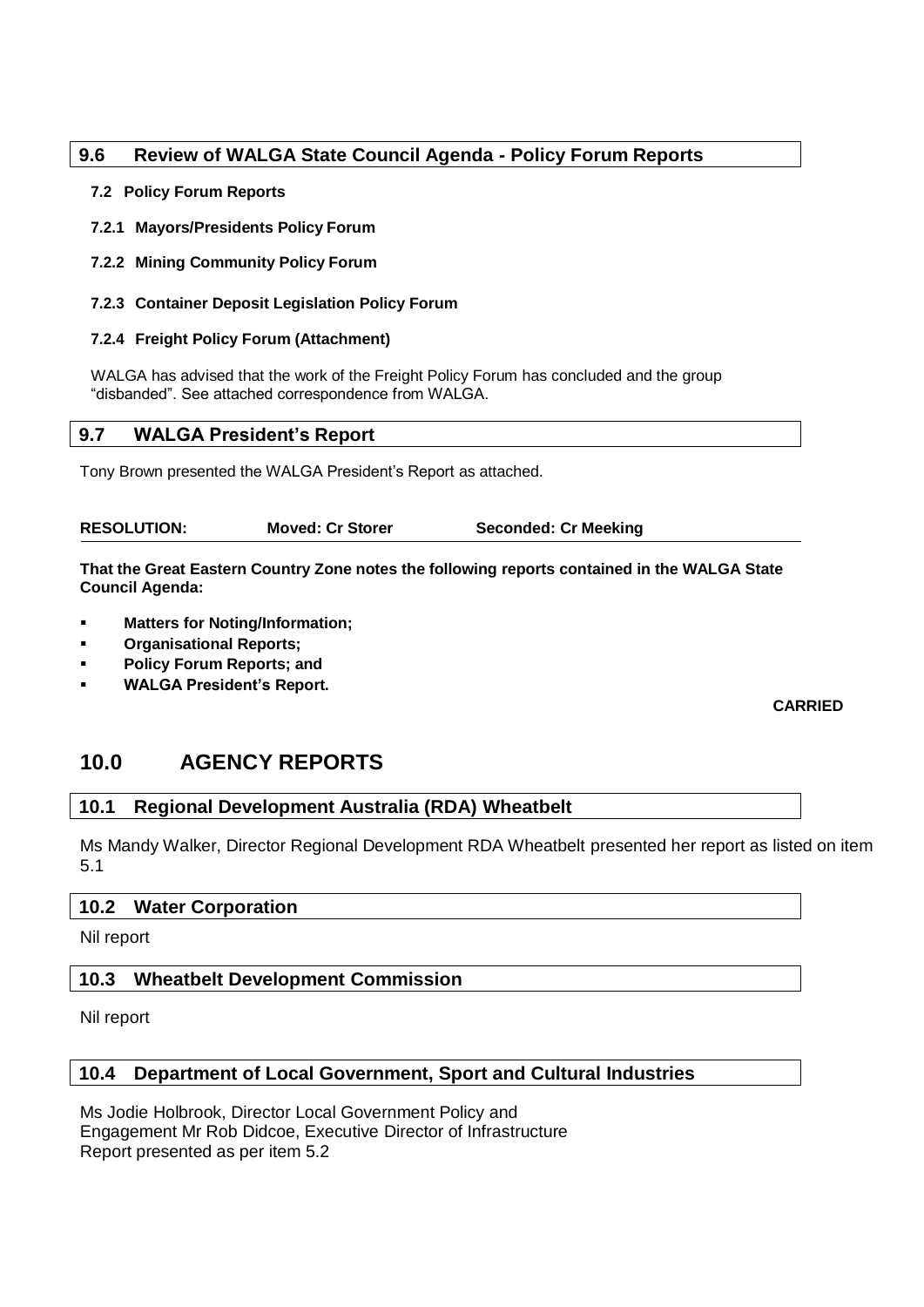### 9.6 Review of WALGA State Council Agenda - Policy Forum Reports

**7.2 Policy Forum Reports**

**7.2.1 Mayors/Presidents Policy Forum**

**7.2.2 Mining Community Policy Forum**

**7.2.3 Container Deposit Legislation Policy Forum**

**7.2.4 Freight Policy Forum (Attachment)**

WALGA has advised that the work of the Freight Policy Forum has concluded and the group "disbanded". See attached correspondence from WALGA.

### 9.7 WALGA President's Report

Tony Brown presented the WALGA President's Report as attached.

**RESOLUTION: Moved: Cr Storer Seconded: Cr Meeking**

**That the Great Eastern Country Zone notes the following reports contained in the WALGA State Council Agenda:**

- **Matters for Noting/Information;**
- **Organisational Reports;**
- **Policy Forum Reports; and**
- **WALGA President's Report.**

**CARRIED**

## 10.0 AGENCY REPORTS

### 10.1 Regional Development Australia (RDA) Wheatbelt

Ms Mandy Walker, Director Regional Development RDA Wheatbelt presented her report as listed on item 5.1

### 10.2 Water Corporation

Nil report

### 10.3 Wheatbelt Development Commission

Nil report

### 10.4 Department of Local Government, Sport and Cultural Industries

Ms Jodie Holbrook, Director Local Government Policy and
Engagement Mr Rob Didcoe, Executive Director of Infrastructure
Report presented as per item 5.2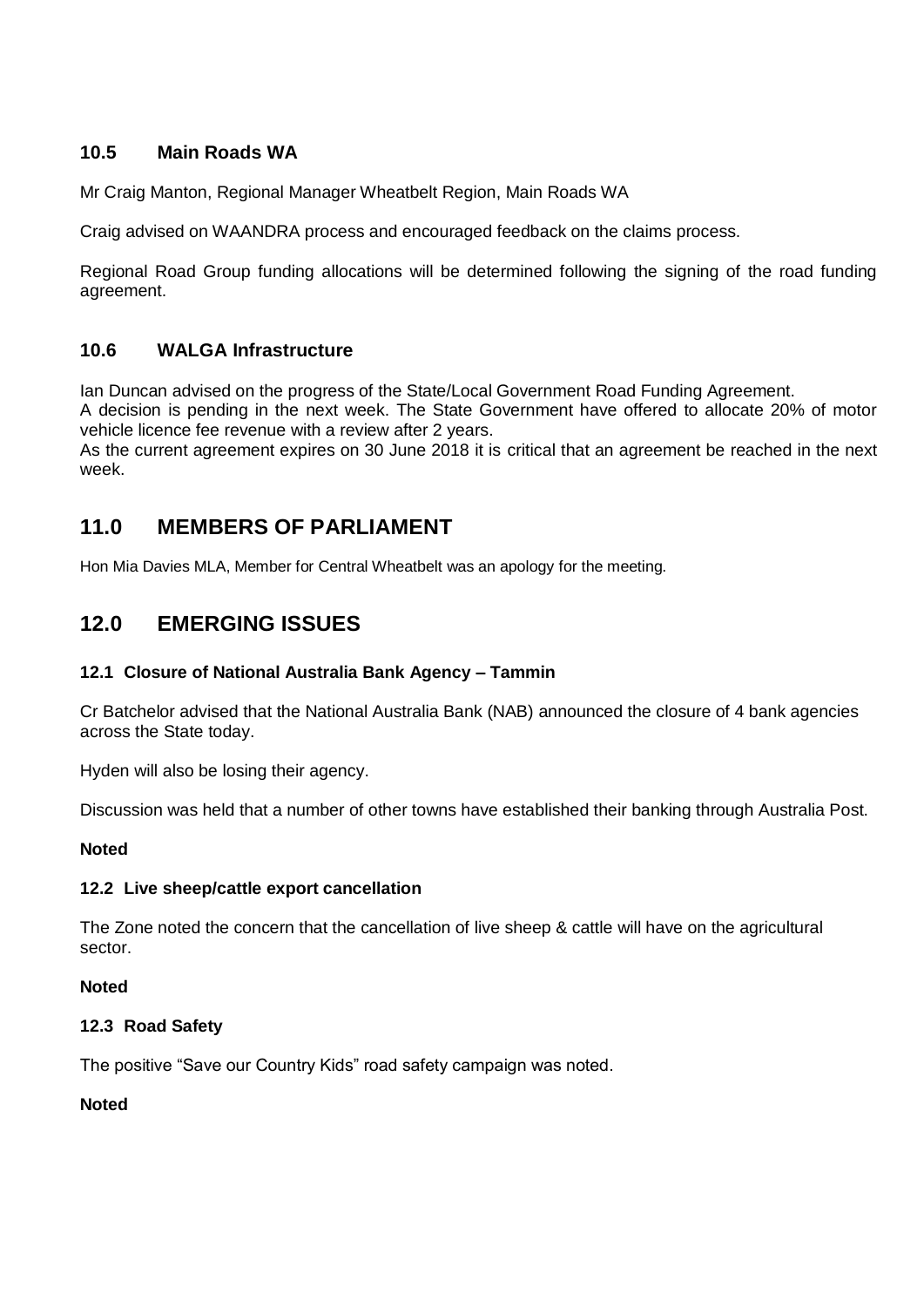### 10.5 Main Roads WA

Mr Craig Manton, Regional Manager Wheatbelt Region, Main Roads WA

Craig advised on WAANDRA process and encouraged feedback on the claims process.

Regional Road Group funding allocations will be determined following the signing of the road funding agreement.

### 10.6 WALGA Infrastructure

Ian Duncan advised on the progress of the State/Local Government Road Funding Agreement.
A decision is pending in the next week. The State Government have offered to allocate 20% of motor vehicle licence fee revenue with a review after 2 years.
As the current agreement expires on 30 June 2018 it is critical that an agreement be reached in the next week.

## 11.0 MEMBERS OF PARLIAMENT

Hon Mia Davies MLA, Member for Central Wheatbelt was an apology for the meeting.

## 12.0 EMERGING ISSUES

#### 12.1 Closure of National Australia Bank Agency – Tammin

Cr Batchelor advised that the National Australia Bank (NAB) announced the closure of 4 bank agencies across the State today.

Hyden will also be losing their agency.

Discussion was held that a number of other towns have established their banking through Australia Post.

**Noted**

#### 12.2 Live sheep/cattle export cancellation

The Zone noted the concern that the cancellation of live sheep & cattle will have on the agricultural sector.

**Noted**

#### 12.3 Road Safety

The positive "Save our Country Kids" road safety campaign was noted.

**Noted**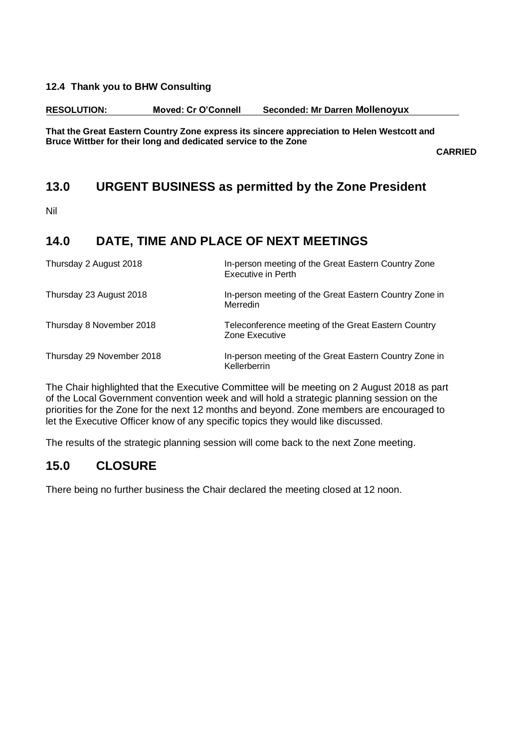**12.4 Thank you to BHW Consulting**

**RESOLUTION: Moved: Cr O'Connell Seconded: Mr Darren Mollenoyux**

**That the Great Eastern Country Zone express its sincere appreciation to Helen Westcott and Bruce Wittber for their long and dedicated service to the Zone**

**CARRIED**

## 13.0 URGENT BUSINESS as permitted by the Zone President

Nil

## 14.0 DATE, TIME AND PLACE OF NEXT MEETINGS

| | |
|---|---|
| Thursday 2 August 2018 | In-person meeting of the Great Eastern Country Zone Executive in Perth |
| Thursday 23 August 2018 | In-person meeting of the Great Eastern Country Zone in Merredin |
| Thursday 8 November 2018 | Teleconference meeting of the Great Eastern Country Zone Executive |
| Thursday 29 November 2018 | In-person meeting of the Great Eastern Country Zone in Kellerberrin |

The Chair highlighted that the Executive Committee will be meeting on 2 August 2018 as part of the Local Government convention week and will hold a strategic planning session on the priorities for the Zone for the next 12 months and beyond. Zone members are encouraged to let the Executive Officer know of any specific topics they would like discussed.

The results of the strategic planning session will come back to the next Zone meeting.

## 15.0 CLOSURE

There being no further business the Chair declared the meeting closed at 12 noon.